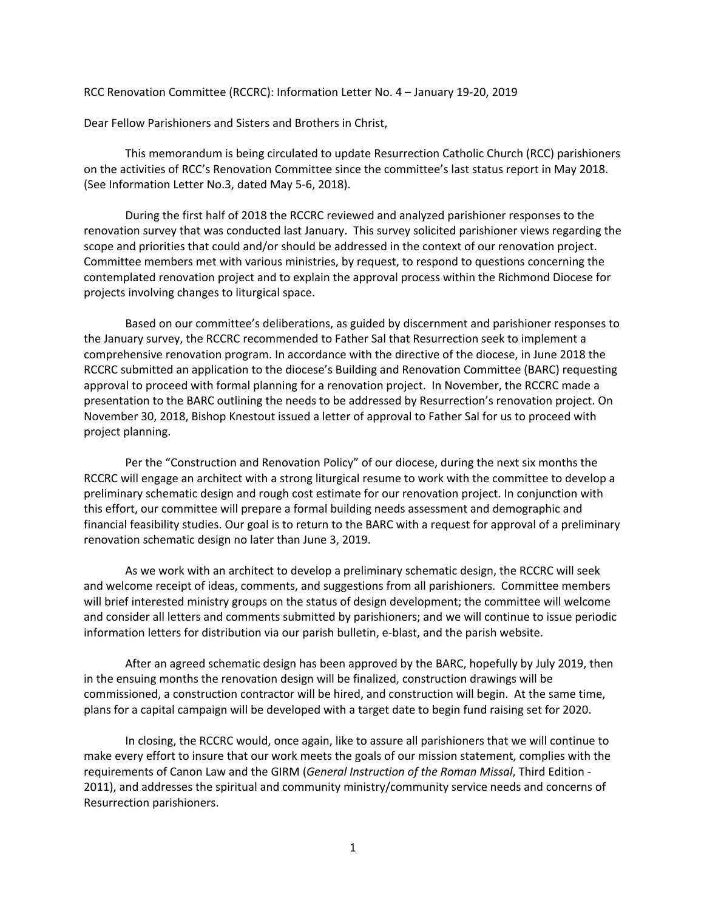RCC Renovation Committee (RCCRC): Information Letter No. 4 – January 19-20, 2019

Dear Fellow Parishioners and Sisters and Brothers in Christ,

This memorandum is being circulated to update Resurrection Catholic Church (RCC) parishioners on the activities of RCC's Renovation Committee since the committee's last status report in May 2018. (See Information Letter No.3, dated May 5-6, 2018).

During the first half of 2018 the RCCRC reviewed and analyzed parishioner responses to the renovation survey that was conducted last January. This survey solicited parishioner views regarding the scope and priorities that could and/or should be addressed in the context of our renovation project. Committee members met with various ministries, by request, to respond to questions concerning the contemplated renovation project and to explain the approval process within the Richmond Diocese for projects involving changes to liturgical space.

Based on our committee's deliberations, as guided by discernment and parishioner responses to the January survey, the RCCRC recommended to Father Sal that Resurrection seek to implement a comprehensive renovation program. In accordance with the directive of the diocese, in June 2018 the RCCRC submitted an application to the diocese's Building and Renovation Committee (BARC) requesting approval to proceed with formal planning for a renovation project. In November, the RCCRC made a presentation to the BARC outlining the needs to be addressed by Resurrection's renovation project. On November 30, 2018, Bishop Knestout issued a letter of approval to Father Sal for us to proceed with project planning.

Per the "Construction and Renovation Policy" of our diocese, during the next six months the RCCRC will engage an architect with a strong liturgical resume to work with the committee to develop a preliminary schematic design and rough cost estimate for our renovation project. In conjunction with this effort, our committee will prepare a formal building needs assessment and demographic and financial feasibility studies. Our goal is to return to the BARC with a request for approval of a preliminary renovation schematic design no later than June 3, 2019.

As we work with an architect to develop a preliminary schematic design, the RCCRC will seek and welcome receipt of ideas, comments, and suggestions from all parishioners. Committee members will brief interested ministry groups on the status of design development; the committee will welcome and consider all letters and comments submitted by parishioners; and we will continue to issue periodic information letters for distribution via our parish bulletin, e-blast, and the parish website.

After an agreed schematic design has been approved by the BARC, hopefully by July 2019, then in the ensuing months the renovation design will be finalized, construction drawings will be commissioned, a construction contractor will be hired, and construction will begin. At the same time, plans for a capital campaign will be developed with a target date to begin fund raising set for 2020.

In closing, the RCCRC would, once again, like to assure all parishioners that we will continue to make every effort to insure that our work meets the goals of our mission statement, complies with the requirements of Canon Law and the GIRM (*General Instruction of the Roman Missal*, Third Edition - 2011), and addresses the spiritual and community ministry/community service needs and concerns of Resurrection parishioners.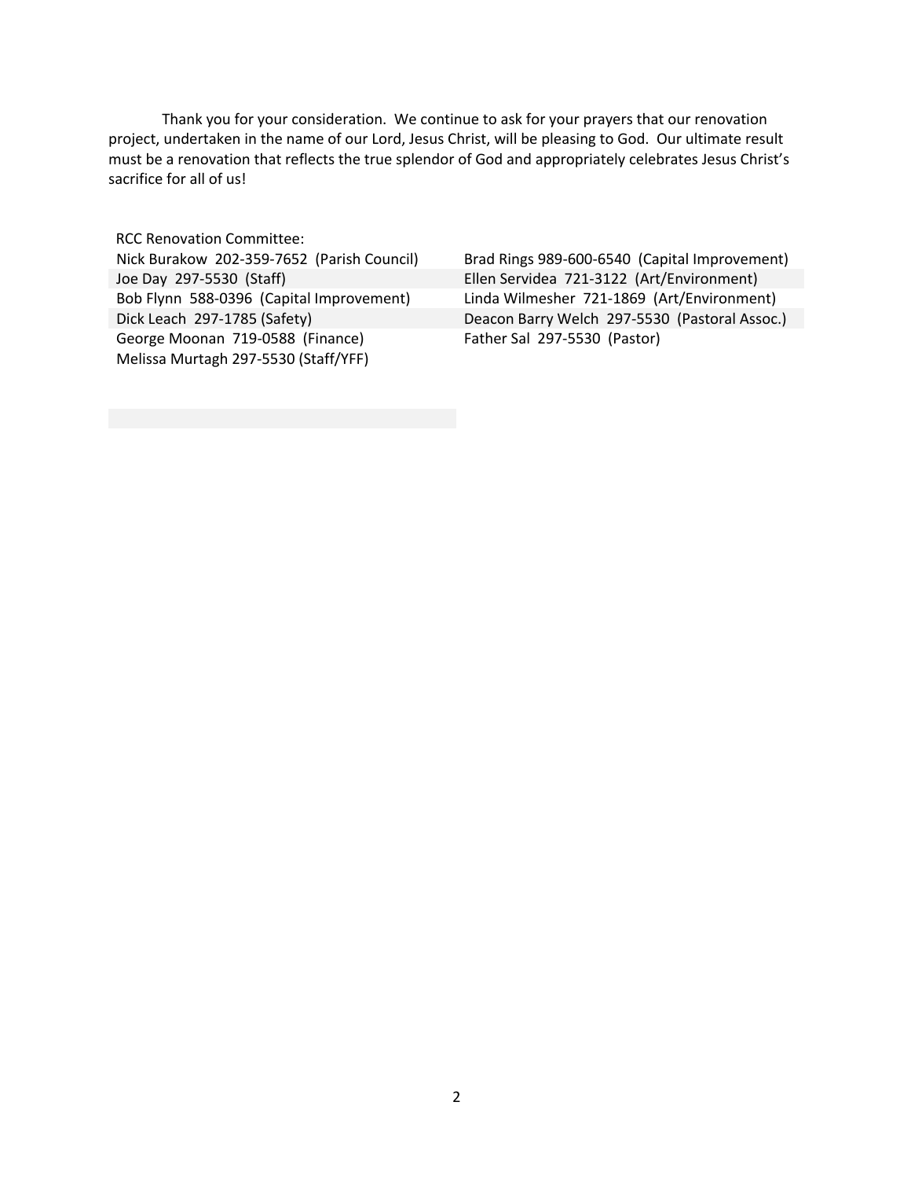Thank you for your consideration. We continue to ask for your prayers that our renovation project, undertaken in the name of our Lord, Jesus Christ, will be pleasing to God. Our ultimate result must be a renovation that reflects the true splendor of God and appropriately celebrates Jesus Christ's sacrifice for all of us!

RCC Renovation Committee:

| | |
|---|---|
| Nick Burakow 202-359-7652 (Parish Council) | Brad Rings 989-600-6540 (Capital Improvement) |
| Joe Day 297-5530 (Staff) | Ellen Servidea 721-3122 (Art/Environment) |
| Bob Flynn 588-0396 (Capital Improvement) | Linda Wilmesher 721-1869 (Art/Environment) |
| Dick Leach 297-1785 (Safety) | Deacon Barry Welch 297-5530 (Pastoral Assoc.) |
| George Moonan 719-0588 (Finance) | Father Sal 297-5530 (Pastor) |
| Melissa Murtagh 297-5530 (Staff/YFF) | |